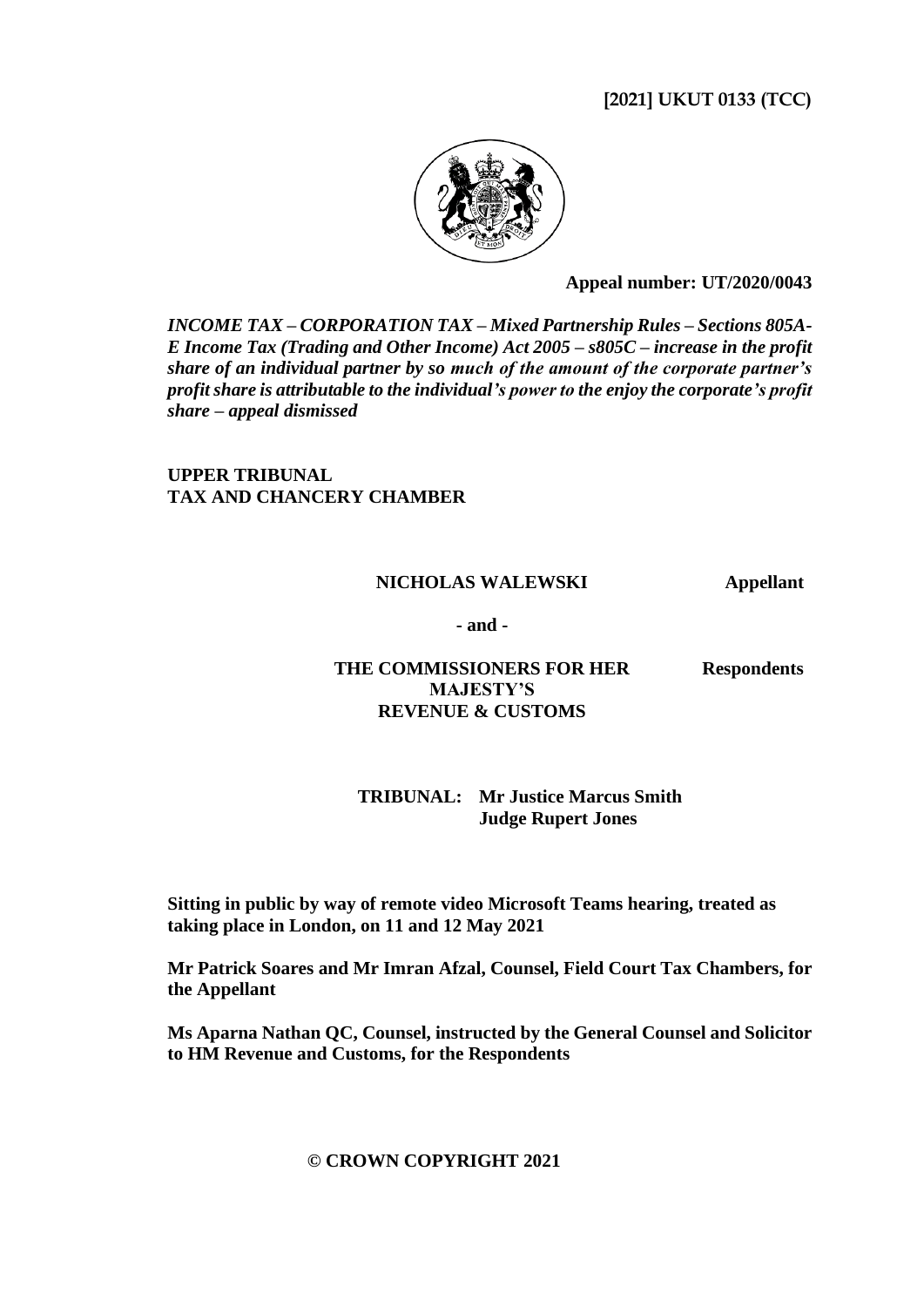**[2021] UKUT 0133 (TCC)**

**Appeal number: UT/2020/0043**

***INCOME TAX – CORPORATION TAX – Mixed Partnership Rules – Sections 805A-E Income Tax (Trading and Other Income) Act 2005 – s805C – increase in the profit share of an individual partner by so much of the amount of the corporate partner's profit share is attributable to the individual's power to the enjoy the corporate's profit share – appeal dismissed***

**UPPER TRIBUNAL**
**TAX AND CHANCERY CHAMBER**

**NICHOLAS WALEWSKI** **Appellant**

**- and -**

**THE COMMISSIONERS FOR HER MAJESTY'S REVENUE & CUSTOMS** **Respondents**

**TRIBUNAL: Mr Justice Marcus Smith**
**Judge Rupert Jones**

**Sitting in public by way of remote video Microsoft Teams hearing, treated as taking place in London, on 11 and 12 May 2021**

**Mr Patrick Soares and Mr Imran Afzal, Counsel, Field Court Tax Chambers, for the Appellant**

**Ms Aparna Nathan QC, Counsel, instructed by the General Counsel and Solicitor to HM Revenue and Customs, for the Respondents**

**© CROWN COPYRIGHT 2021**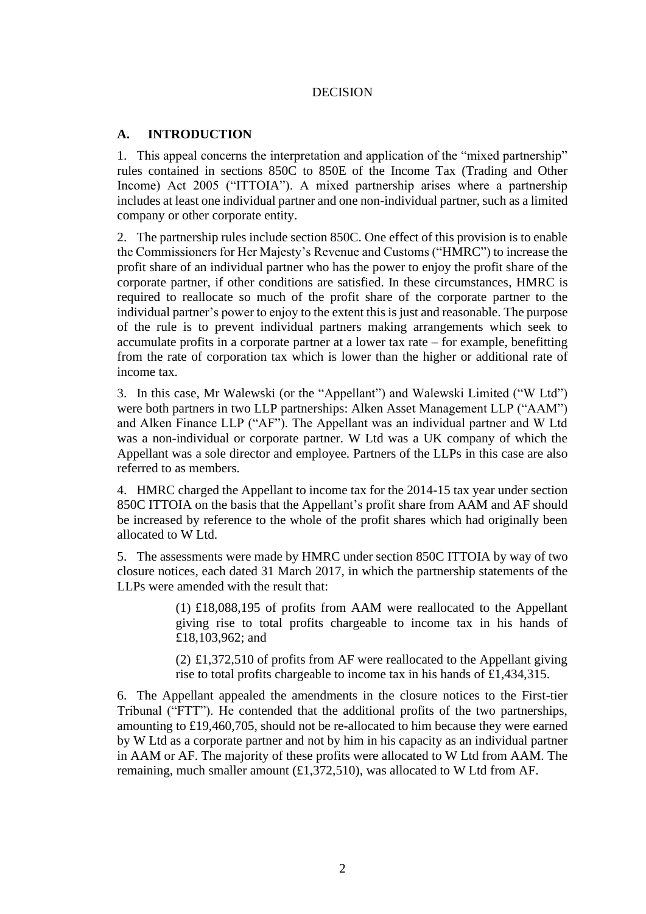DECISION

## A. INTRODUCTION

1. This appeal concerns the interpretation and application of the "mixed partnership" rules contained in sections 850C to 850E of the Income Tax (Trading and Other Income) Act 2005 ("ITTOIA"). A mixed partnership arises where a partnership includes at least one individual partner and one non-individual partner, such as a limited company or other corporate entity.

2. The partnership rules include section 850C. One effect of this provision is to enable the Commissioners for Her Majesty's Revenue and Customs ("HMRC") to increase the profit share of an individual partner who has the power to enjoy the profit share of the corporate partner, if other conditions are satisfied. In these circumstances, HMRC is required to reallocate so much of the profit share of the corporate partner to the individual partner's power to enjoy to the extent this is just and reasonable. The purpose of the rule is to prevent individual partners making arrangements which seek to accumulate profits in a corporate partner at a lower tax rate – for example, benefitting from the rate of corporation tax which is lower than the higher or additional rate of income tax.

3. In this case, Mr Walewski (or the "Appellant") and Walewski Limited ("W Ltd") were both partners in two LLP partnerships: Alken Asset Management LLP ("AAM") and Alken Finance LLP ("AF"). The Appellant was an individual partner and W Ltd was a non-individual or corporate partner. W Ltd was a UK company of which the Appellant was a sole director and employee. Partners of the LLPs in this case are also referred to as members.

4. HMRC charged the Appellant to income tax for the 2014-15 tax year under section 850C ITTOIA on the basis that the Appellant's profit share from AAM and AF should be increased by reference to the whole of the profit shares which had originally been allocated to W Ltd.

5. The assessments were made by HMRC under section 850C ITTOIA by way of two closure notices, each dated 31 March 2017, in which the partnership statements of the LLPs were amended with the result that:

> (1) £18,088,195 of profits from AAM were reallocated to the Appellant giving rise to total profits chargeable to income tax in his hands of £18,103,962; and
>
> (2) £1,372,510 of profits from AF were reallocated to the Appellant giving rise to total profits chargeable to income tax in his hands of £1,434,315.

6. The Appellant appealed the amendments in the closure notices to the First-tier Tribunal ("FTT"). He contended that the additional profits of the two partnerships, amounting to £19,460,705, should not be re-allocated to him because they were earned by W Ltd as a corporate partner and not by him in his capacity as an individual partner in AAM or AF. The majority of these profits were allocated to W Ltd from AAM. The remaining, much smaller amount (£1,372,510), was allocated to W Ltd from AF.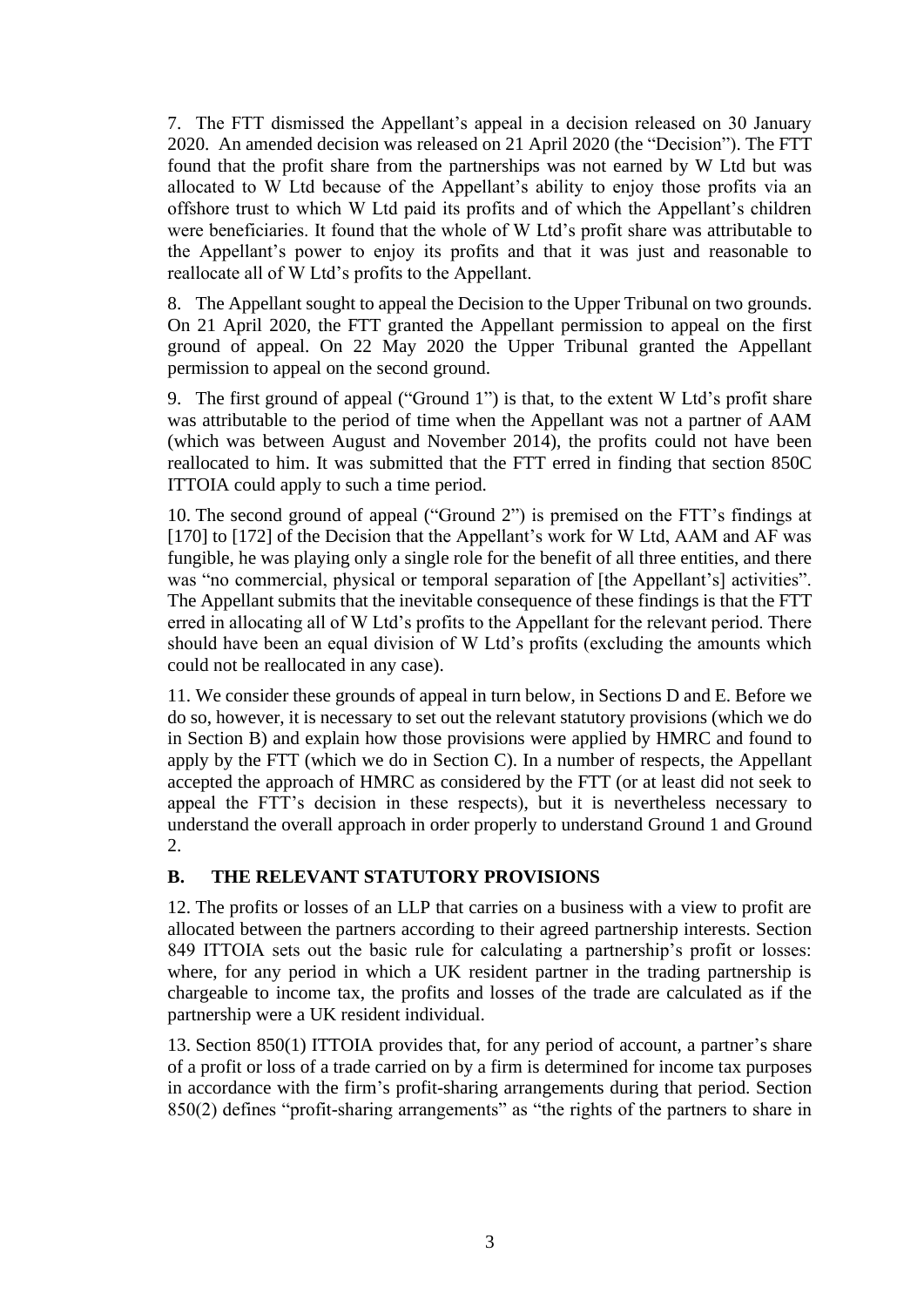7. The FTT dismissed the Appellant's appeal in a decision released on 30 January 2020. An amended decision was released on 21 April 2020 (the "Decision"). The FTT found that the profit share from the partnerships was not earned by W Ltd but was allocated to W Ltd because of the Appellant's ability to enjoy those profits via an offshore trust to which W Ltd paid its profits and of which the Appellant's children were beneficiaries. It found that the whole of W Ltd's profit share was attributable to the Appellant's power to enjoy its profits and that it was just and reasonable to reallocate all of W Ltd's profits to the Appellant.

8. The Appellant sought to appeal the Decision to the Upper Tribunal on two grounds. On 21 April 2020, the FTT granted the Appellant permission to appeal on the first ground of appeal. On 22 May 2020 the Upper Tribunal granted the Appellant permission to appeal on the second ground.

9. The first ground of appeal ("Ground 1") is that, to the extent W Ltd's profit share was attributable to the period of time when the Appellant was not a partner of AAM (which was between August and November 2014), the profits could not have been reallocated to him. It was submitted that the FTT erred in finding that section 850C ITTOIA could apply to such a time period.

10. The second ground of appeal ("Ground 2") is premised on the FTT's findings at [170] to [172] of the Decision that the Appellant's work for W Ltd, AAM and AF was fungible, he was playing only a single role for the benefit of all three entities, and there was "no commercial, physical or temporal separation of [the Appellant's] activities". The Appellant submits that the inevitable consequence of these findings is that the FTT erred in allocating all of W Ltd's profits to the Appellant for the relevant period. There should have been an equal division of W Ltd's profits (excluding the amounts which could not be reallocated in any case).

11. We consider these grounds of appeal in turn below, in Sections D and E. Before we do so, however, it is necessary to set out the relevant statutory provisions (which we do in Section B) and explain how those provisions were applied by HMRC and found to apply by the FTT (which we do in Section C). In a number of respects, the Appellant accepted the approach of HMRC as considered by the FTT (or at least did not seek to appeal the FTT's decision in these respects), but it is nevertheless necessary to understand the overall approach in order properly to understand Ground 1 and Ground 2.

## B. THE RELEVANT STATUTORY PROVISIONS

12. The profits or losses of an LLP that carries on a business with a view to profit are allocated between the partners according to their agreed partnership interests. Section 849 ITTOIA sets out the basic rule for calculating a partnership's profit or losses: where, for any period in which a UK resident partner in the trading partnership is chargeable to income tax, the profits and losses of the trade are calculated as if the partnership were a UK resident individual.

13. Section 850(1) ITTOIA provides that, for any period of account, a partner's share of a profit or loss of a trade carried on by a firm is determined for income tax purposes in accordance with the firm's profit-sharing arrangements during that period. Section 850(2) defines "profit-sharing arrangements" as "the rights of the partners to share in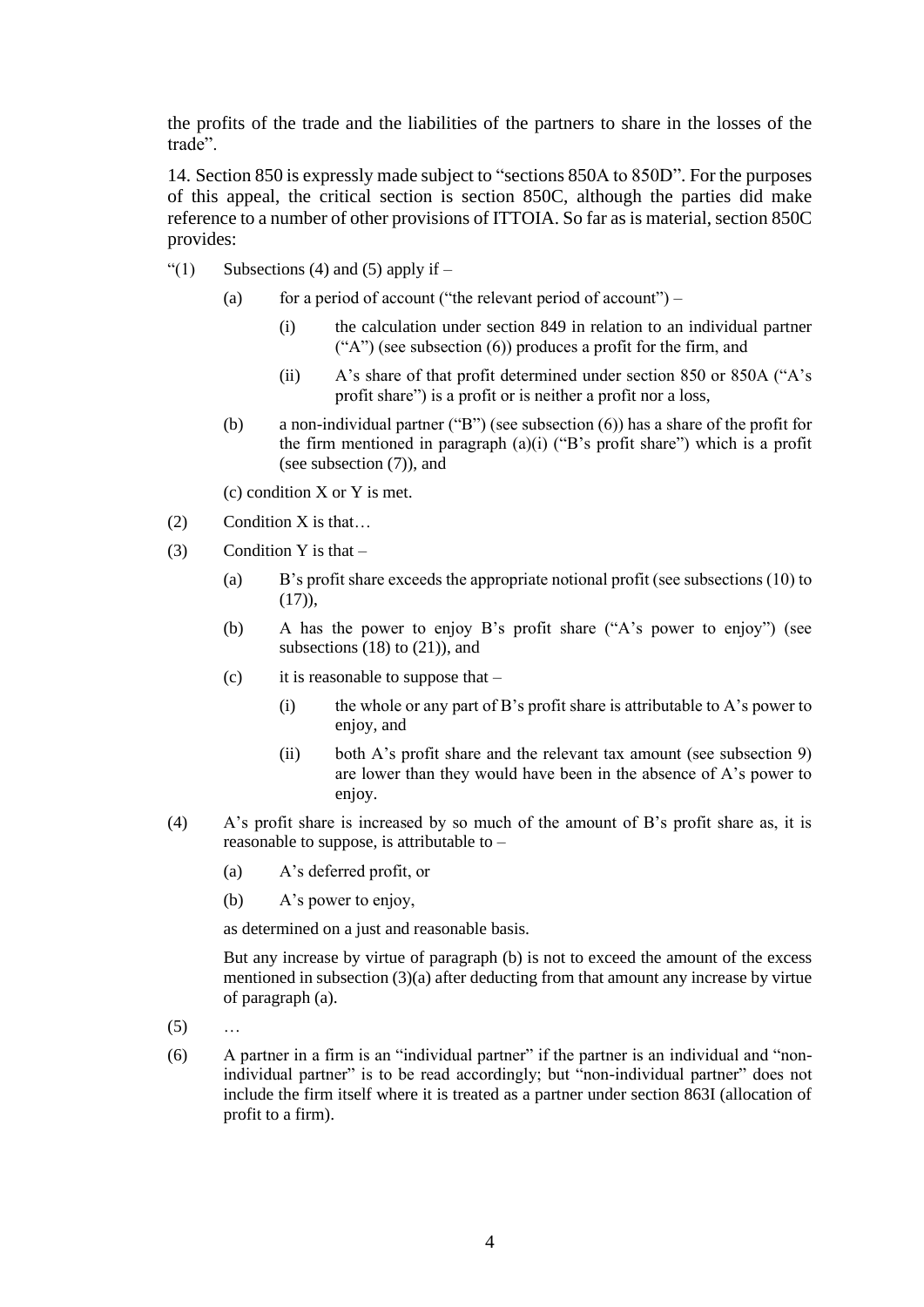the profits of the trade and the liabilities of the partners to share in the losses of the trade".

14. Section 850 is expressly made subject to "sections 850A to 850D". For the purposes of this appeal, the critical section is section 850C, although the parties did make reference to a number of other provisions of ITTOIA. So far as is material, section 850C provides:

"(1) Subsections (4) and (5) apply if –

 (a) for a period of account ("the relevant period of account") –

  (i) the calculation under section 849 in relation to an individual partner ("A") (see subsection (6)) produces a profit for the firm, and

  (ii) A's share of that profit determined under section 850 or 850A ("A's profit share") is a profit or is neither a profit nor a loss,

 (b) a non-individual partner ("B") (see subsection (6)) has a share of the profit for the firm mentioned in paragraph (a)(i) ("B's profit share") which is a profit (see subsection (7)), and

 (c) condition X or Y is met.

(2) Condition X is that…

(3) Condition Y is that –

 (a) B's profit share exceeds the appropriate notional profit (see subsections (10) to (17)),

 (b) A has the power to enjoy B's profit share ("A's power to enjoy") (see subsections (18) to (21)), and

 (c) it is reasonable to suppose that –

  (i) the whole or any part of B's profit share is attributable to A's power to enjoy, and

  (ii) both A's profit share and the relevant tax amount (see subsection 9) are lower than they would have been in the absence of A's power to enjoy.

(4) A's profit share is increased by so much of the amount of B's profit share as, it is reasonable to suppose, is attributable to –

 (a) A's deferred profit, or

 (b) A's power to enjoy,

 as determined on a just and reasonable basis.

 But any increase by virtue of paragraph (b) is not to exceed the amount of the excess mentioned in subsection (3)(a) after deducting from that amount any increase by virtue of paragraph (a).

(5) …

(6) A partner in a firm is an "individual partner" if the partner is an individual and "non-individual partner" is to be read accordingly; but "non-individual partner" does not include the firm itself where it is treated as a partner under section 863I (allocation of profit to a firm).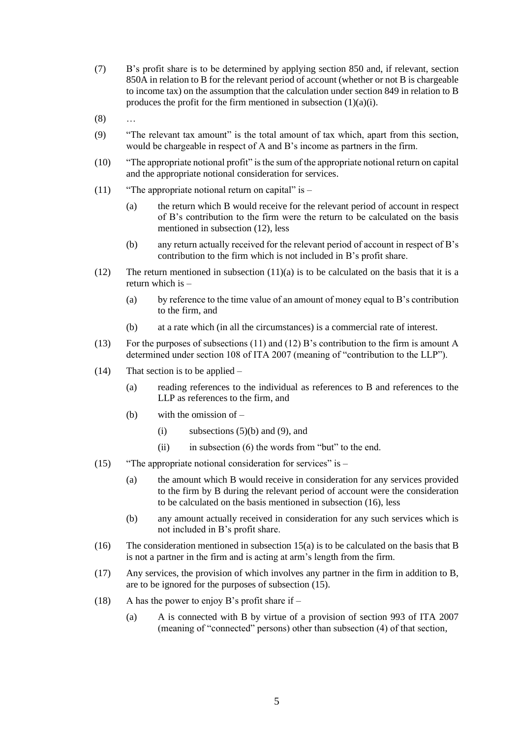(7) B's profit share is to be determined by applying section 850 and, if relevant, section 850A in relation to B for the relevant period of account (whether or not B is chargeable to income tax) on the assumption that the calculation under section 849 in relation to B produces the profit for the firm mentioned in subsection (1)(a)(i).

(8) …

(9) "The relevant tax amount" is the total amount of tax which, apart from this section, would be chargeable in respect of A and B's income as partners in the firm.

(10) "The appropriate notional profit" is the sum of the appropriate notional return on capital and the appropriate notional consideration for services.

(11) "The appropriate notional return on capital" is –

- (a) the return which B would receive for the relevant period of account in respect of B's contribution to the firm were the return to be calculated on the basis mentioned in subsection (12), less
- (b) any return actually received for the relevant period of account in respect of B's contribution to the firm which is not included in B's profit share.

(12) The return mentioned in subsection (11)(a) is to be calculated on the basis that it is a return which is –

- (a) by reference to the time value of an amount of money equal to B's contribution to the firm, and
- (b) at a rate which (in all the circumstances) is a commercial rate of interest.

(13) For the purposes of subsections (11) and (12) B's contribution to the firm is amount A determined under section 108 of ITA 2007 (meaning of "contribution to the LLP").

(14) That section is to be applied –

- (a) reading references to the individual as references to B and references to the LLP as references to the firm, and
- (b) with the omission of –
  - (i) subsections (5)(b) and (9), and
  - (ii) in subsection (6) the words from "but" to the end.

(15) "The appropriate notional consideration for services" is –

- (a) the amount which B would receive in consideration for any services provided to the firm by B during the relevant period of account were the consideration to be calculated on the basis mentioned in subsection (16), less
- (b) any amount actually received in consideration for any such services which is not included in B's profit share.

(16) The consideration mentioned in subsection 15(a) is to be calculated on the basis that B is not a partner in the firm and is acting at arm's length from the firm.

(17) Any services, the provision of which involves any partner in the firm in addition to B, are to be ignored for the purposes of subsection (15).

(18) A has the power to enjoy B's profit share if –

- (a) A is connected with B by virtue of a provision of section 993 of ITA 2007 (meaning of "connected" persons) other than subsection (4) of that section,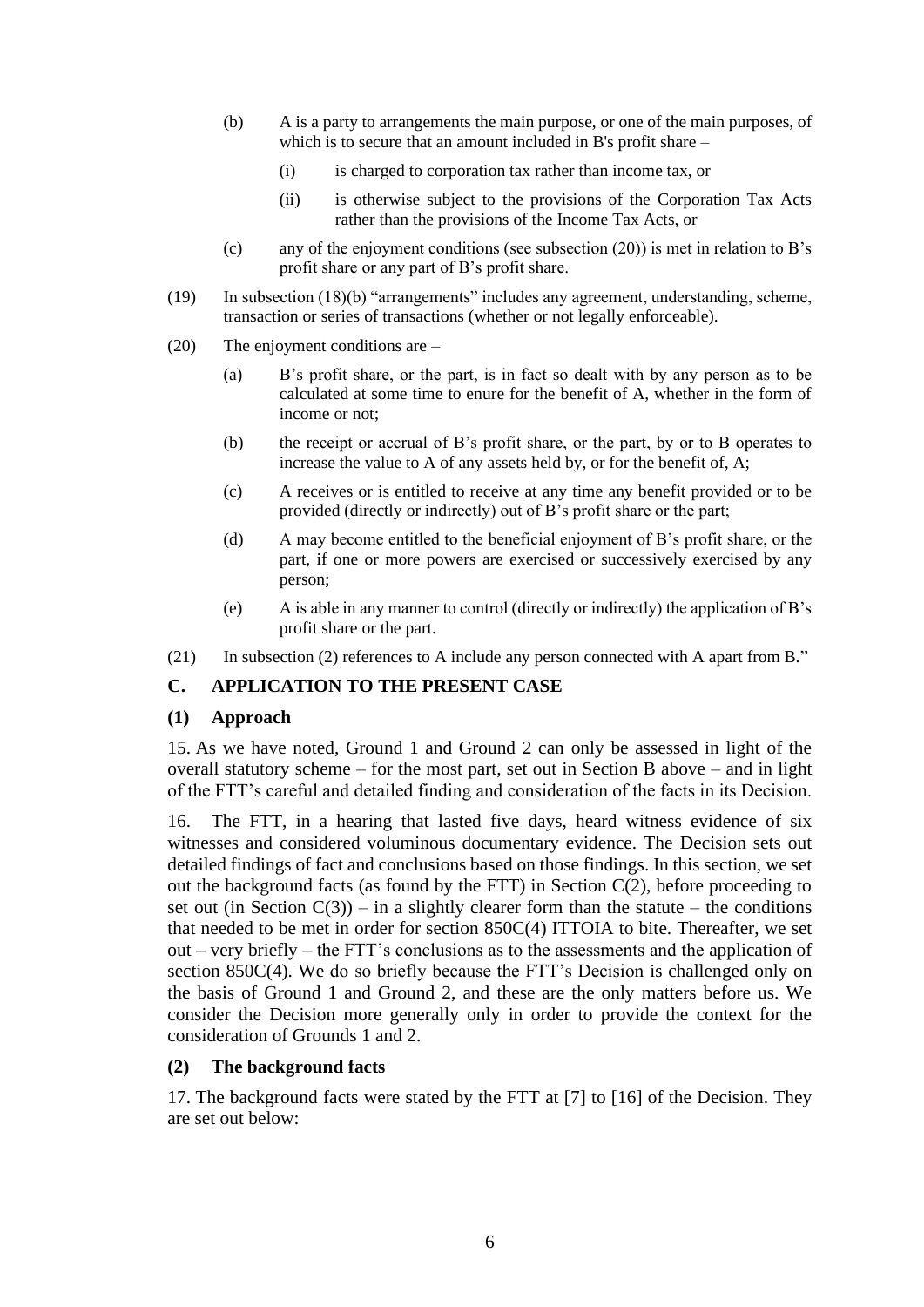(b) A is a party to arrangements the main purpose, or one of the main purposes, of which is to secure that an amount included in B's profit share –

   (i) is charged to corporation tax rather than income tax, or

   (ii) is otherwise subject to the provisions of the Corporation Tax Acts rather than the provisions of the Income Tax Acts, or

(c) any of the enjoyment conditions (see subsection (20)) is met in relation to B's profit share or any part of B's profit share.

(19) In subsection (18)(b) "arrangements" includes any agreement, understanding, scheme, transaction or series of transactions (whether or not legally enforceable).

(20) The enjoyment conditions are –

   (a) B's profit share, or the part, is in fact so dealt with by any person as to be calculated at some time to enure for the benefit of A, whether in the form of income or not;

   (b) the receipt or accrual of B's profit share, or the part, by or to B operates to increase the value to A of any assets held by, or for the benefit of, A;

   (c) A receives or is entitled to receive at any time any benefit provided or to be provided (directly or indirectly) out of B's profit share or the part;

   (d) A may become entitled to the beneficial enjoyment of B's profit share, or the part, if one or more powers are exercised or successively exercised by any person;

   (e) A is able in any manner to control (directly or indirectly) the application of B's profit share or the part.

(21) In subsection (2) references to A include any person connected with A apart from B."

## C. APPLICATION TO THE PRESENT CASE

### (1) Approach

15. As we have noted, Ground 1 and Ground 2 can only be assessed in light of the overall statutory scheme – for the most part, set out in Section B above – and in light of the FTT's careful and detailed finding and consideration of the facts in its Decision.

16. The FTT, in a hearing that lasted five days, heard witness evidence of six witnesses and considered voluminous documentary evidence. The Decision sets out detailed findings of fact and conclusions based on those findings. In this section, we set out the background facts (as found by the FTT) in Section C(2), before proceeding to set out (in Section C(3)) – in a slightly clearer form than the statute – the conditions that needed to be met in order for section 850C(4) ITTOIA to bite. Thereafter, we set out – very briefly – the FTT's conclusions as to the assessments and the application of section 850C(4). We do so briefly because the FTT's Decision is challenged only on the basis of Ground 1 and Ground 2, and these are the only matters before us. We consider the Decision more generally only in order to provide the context for the consideration of Grounds 1 and 2.

### (2) The background facts

17. The background facts were stated by the FTT at [7] to [16] of the Decision. They are set out below: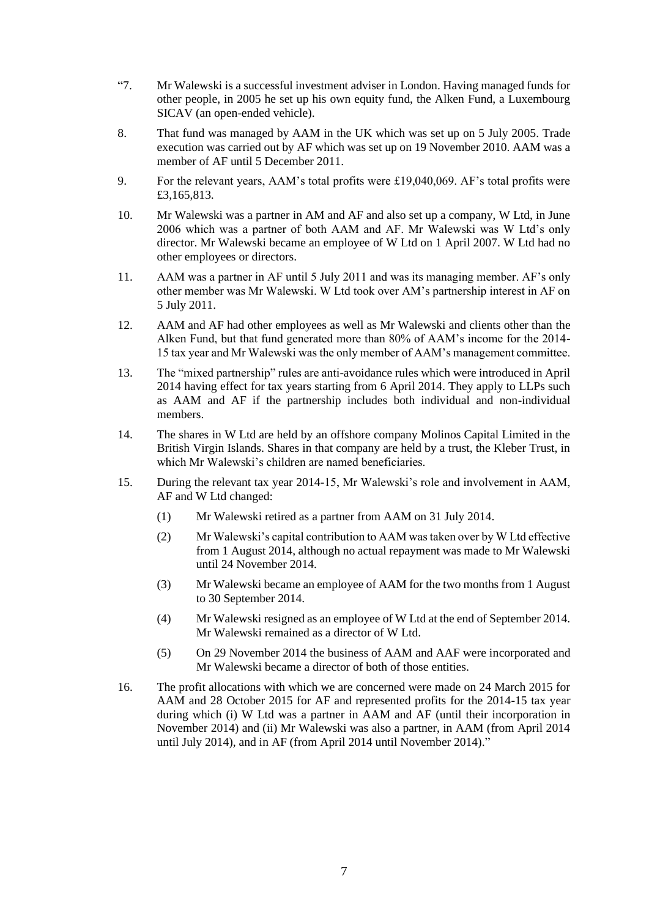"7. Mr Walewski is a successful investment adviser in London. Having managed funds for other people, in 2005 he set up his own equity fund, the Alken Fund, a Luxembourg SICAV (an open-ended vehicle).

8. That fund was managed by AAM in the UK which was set up on 5 July 2005. Trade execution was carried out by AF which was set up on 19 November 2010. AAM was a member of AF until 5 December 2011.

9. For the relevant years, AAM's total profits were £19,040,069. AF's total profits were £3,165,813.

10. Mr Walewski was a partner in AM and AF and also set up a company, W Ltd, in June 2006 which was a partner of both AAM and AF. Mr Walewski was W Ltd's only director. Mr Walewski became an employee of W Ltd on 1 April 2007. W Ltd had no other employees or directors.

11. AAM was a partner in AF until 5 July 2011 and was its managing member. AF's only other member was Mr Walewski. W Ltd took over AM's partnership interest in AF on 5 July 2011.

12. AAM and AF had other employees as well as Mr Walewski and clients other than the Alken Fund, but that fund generated more than 80% of AAM's income for the 2014-15 tax year and Mr Walewski was the only member of AAM's management committee.

13. The "mixed partnership" rules are anti-avoidance rules which were introduced in April 2014 having effect for tax years starting from 6 April 2014. They apply to LLPs such as AAM and AF if the partnership includes both individual and non-individual members.

14. The shares in W Ltd are held by an offshore company Molinos Capital Limited in the British Virgin Islands. Shares in that company are held by a trust, the Kleber Trust, in which Mr Walewski's children are named beneficiaries.

15. During the relevant tax year 2014-15, Mr Walewski's role and involvement in AAM, AF and W Ltd changed:

    (1) Mr Walewski retired as a partner from AAM on 31 July 2014.

    (2) Mr Walewski's capital contribution to AAM was taken over by W Ltd effective from 1 August 2014, although no actual repayment was made to Mr Walewski until 24 November 2014.

    (3) Mr Walewski became an employee of AAM for the two months from 1 August to 30 September 2014.

    (4) Mr Walewski resigned as an employee of W Ltd at the end of September 2014. Mr Walewski remained as a director of W Ltd.

    (5) On 29 November 2014 the business of AAM and AAF were incorporated and Mr Walewski became a director of both of those entities.

16. The profit allocations with which we are concerned were made on 24 March 2015 for AAM and 28 October 2015 for AF and represented profits for the 2014-15 tax year during which (i) W Ltd was a partner in AAM and AF (until their incorporation in November 2014) and (ii) Mr Walewski was also a partner, in AAM (from April 2014 until July 2014), and in AF (from April 2014 until November 2014)."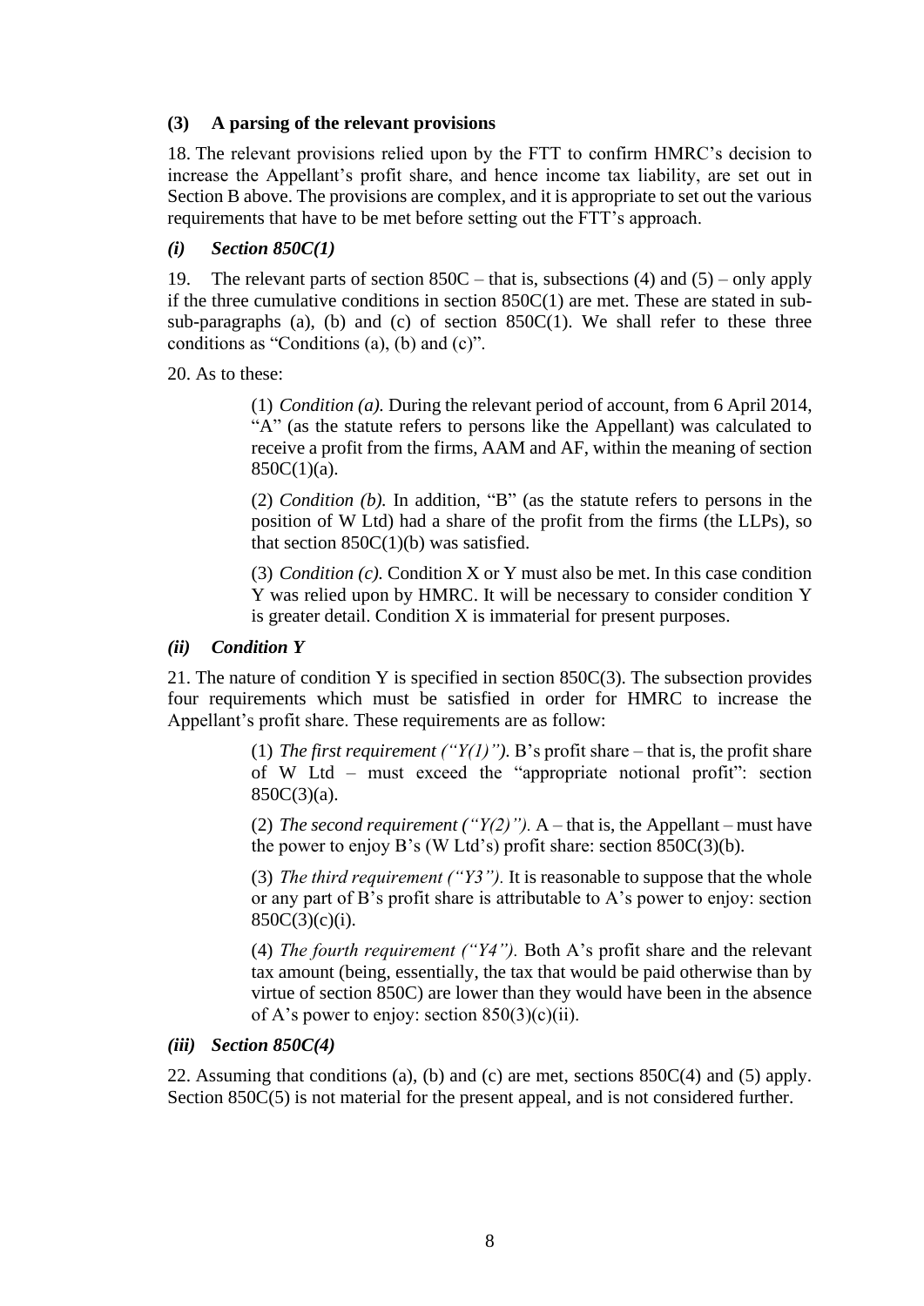### (3) A parsing of the relevant provisions

18. The relevant provisions relied upon by the FTT to confirm HMRC's decision to increase the Appellant's profit share, and hence income tax liability, are set out in Section B above. The provisions are complex, and it is appropriate to set out the various requirements that have to be met before setting out the FTT's approach.

#### *(i) Section 850C(1)*

19. The relevant parts of section 850C – that is, subsections (4) and (5) – only apply if the three cumulative conditions in section 850C(1) are met. These are stated in sub-sub-paragraphs (a), (b) and (c) of section 850C(1). We shall refer to these three conditions as "Conditions (a), (b) and (c)".

20. As to these:

> (1) *Condition (a).* During the relevant period of account, from 6 April 2014, "A" (as the statute refers to persons like the Appellant) was calculated to receive a profit from the firms, AAM and AF, within the meaning of section 850C(1)(a).
>
> (2) *Condition (b).* In addition, "B" (as the statute refers to persons in the position of W Ltd) had a share of the profit from the firms (the LLPs), so that section 850C(1)(b) was satisfied.
>
> (3) *Condition (c).* Condition X or Y must also be met. In this case condition Y was relied upon by HMRC. It will be necessary to consider condition Y is greater detail. Condition X is immaterial for present purposes.

#### *(ii) Condition Y*

21. The nature of condition Y is specified in section 850C(3). The subsection provides four requirements which must be satisfied in order for HMRC to increase the Appellant's profit share. These requirements are as follow:

> (1) *The first requirement ("Y(1)").* B's profit share – that is, the profit share of W Ltd – must exceed the "appropriate notional profit": section 850C(3)(a).
>
> (2) *The second requirement ("Y(2)").* A – that is, the Appellant – must have the power to enjoy B's (W Ltd's) profit share: section 850C(3)(b).
>
> (3) *The third requirement ("Y3").* It is reasonable to suppose that the whole or any part of B's profit share is attributable to A's power to enjoy: section 850C(3)(c)(i).
>
> (4) *The fourth requirement ("Y4").* Both A's profit share and the relevant tax amount (being, essentially, the tax that would be paid otherwise than by virtue of section 850C) are lower than they would have been in the absence of A's power to enjoy: section 850(3)(c)(ii).

#### *(iii) Section 850C(4)*

22. Assuming that conditions (a), (b) and (c) are met, sections 850C(4) and (5) apply. Section 850C(5) is not material for the present appeal, and is not considered further.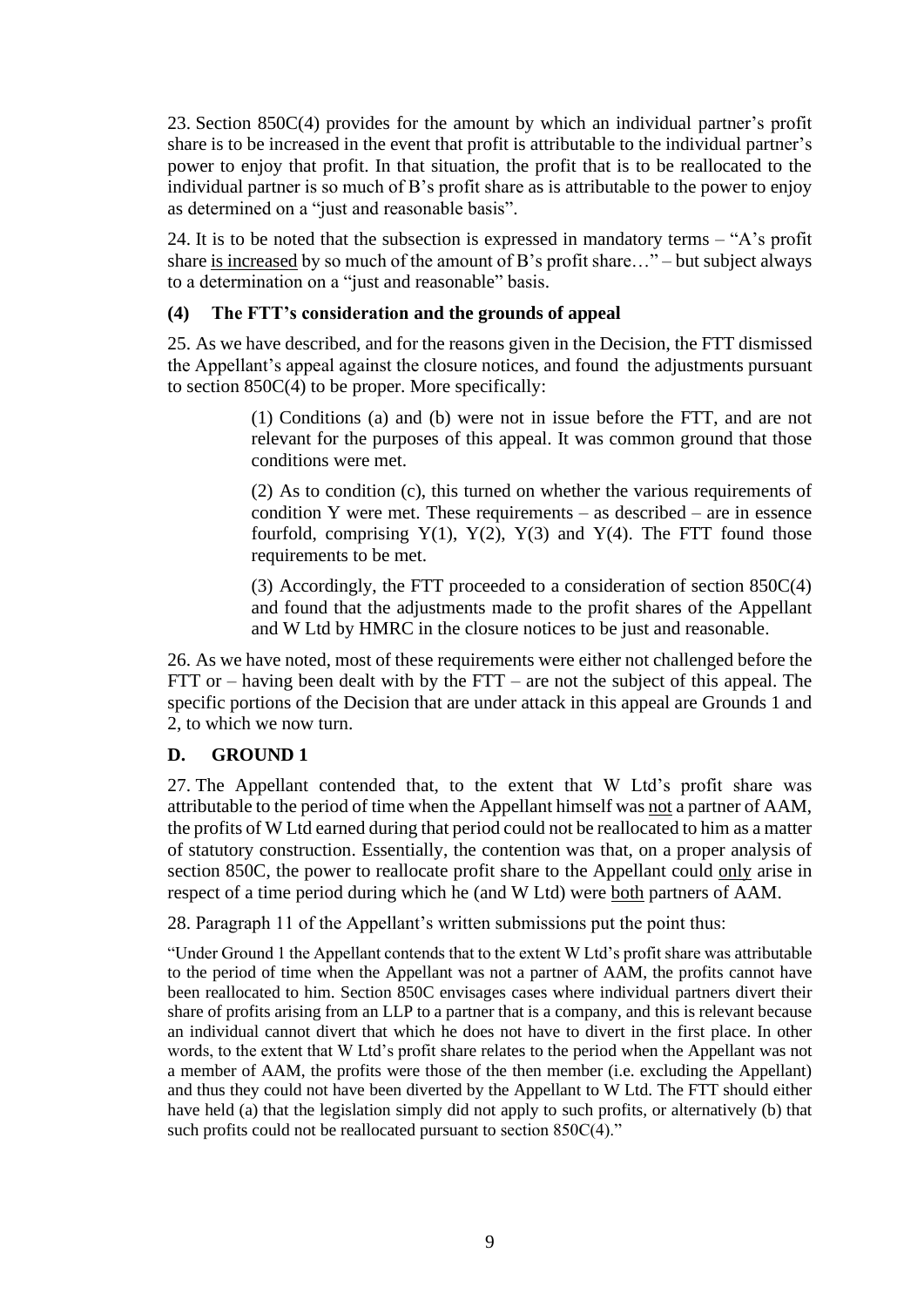23. Section 850C(4) provides for the amount by which an individual partner's profit share is to be increased in the event that profit is attributable to the individual partner's power to enjoy that profit. In that situation, the profit that is to be reallocated to the individual partner is so much of B's profit share as is attributable to the power to enjoy as determined on a "just and reasonable basis".

24. It is to be noted that the subsection is expressed in mandatory terms – "A's profit share <u>is increased</u> by so much of the amount of B's profit share…" – but subject always to a determination on a "just and reasonable" basis.

### (4) The FTT's consideration and the grounds of appeal

25. As we have described, and for the reasons given in the Decision, the FTT dismissed the Appellant's appeal against the closure notices, and found the adjustments pursuant to section 850C(4) to be proper. More specifically:

> (1) Conditions (a) and (b) were not in issue before the FTT, and are not relevant for the purposes of this appeal. It was common ground that those conditions were met.
>
> (2) As to condition (c), this turned on whether the various requirements of condition Y were met. These requirements – as described – are in essence fourfold, comprising Y(1), Y(2), Y(3) and Y(4). The FTT found those requirements to be met.
>
> (3) Accordingly, the FTT proceeded to a consideration of section 850C(4) and found that the adjustments made to the profit shares of the Appellant and W Ltd by HMRC in the closure notices to be just and reasonable.

26. As we have noted, most of these requirements were either not challenged before the FTT or – having been dealt with by the FTT – are not the subject of this appeal. The specific portions of the Decision that are under attack in this appeal are Grounds 1 and 2, to which we now turn.

## D. GROUND 1

27. The Appellant contended that, to the extent that W Ltd's profit share was attributable to the period of time when the Appellant himself was <u>not</u> a partner of AAM, the profits of W Ltd earned during that period could not be reallocated to him as a matter of statutory construction. Essentially, the contention was that, on a proper analysis of section 850C, the power to reallocate profit share to the Appellant could <u>only</u> arise in respect of a time period during which he (and W Ltd) were <u>both</u> partners of AAM.

28. Paragraph 11 of the Appellant's written submissions put the point thus:

> "Under Ground 1 the Appellant contends that to the extent W Ltd's profit share was attributable to the period of time when the Appellant was not a partner of AAM, the profits cannot have been reallocated to him. Section 850C envisages cases where individual partners divert their share of profits arising from an LLP to a partner that is a company, and this is relevant because an individual cannot divert that which he does not have to divert in the first place. In other words, to the extent that W Ltd's profit share relates to the period when the Appellant was not a member of AAM, the profits were those of the then member (i.e. excluding the Appellant) and thus they could not have been diverted by the Appellant to W Ltd. The FTT should either have held (a) that the legislation simply did not apply to such profits, or alternatively (b) that such profits could not be reallocated pursuant to section 850C(4)."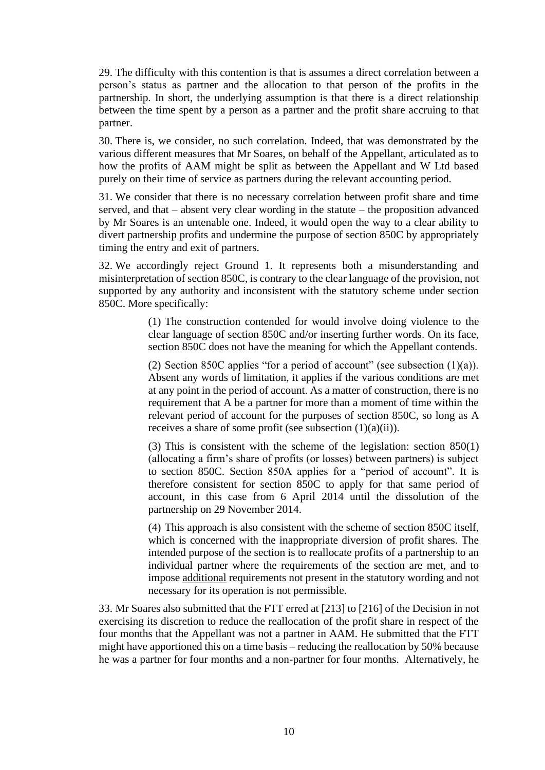29. The difficulty with this contention is that is assumes a direct correlation between a person's status as partner and the allocation to that person of the profits in the partnership. In short, the underlying assumption is that there is a direct relationship between the time spent by a person as a partner and the profit share accruing to that partner.

30. There is, we consider, no such correlation. Indeed, that was demonstrated by the various different measures that Mr Soares, on behalf of the Appellant, articulated as to how the profits of AAM might be split as between the Appellant and W Ltd based purely on their time of service as partners during the relevant accounting period.

31. We consider that there is no necessary correlation between profit share and time served, and that – absent very clear wording in the statute – the proposition advanced by Mr Soares is an untenable one. Indeed, it would open the way to a clear ability to divert partnership profits and undermine the purpose of section 850C by appropriately timing the entry and exit of partners.

32. We accordingly reject Ground 1. It represents both a misunderstanding and misinterpretation of section 850C, is contrary to the clear language of the provision, not supported by any authority and inconsistent with the statutory scheme under section 850C. More specifically:

> (1) The construction contended for would involve doing violence to the clear language of section 850C and/or inserting further words. On its face, section 850C does not have the meaning for which the Appellant contends.
>
> (2) Section 850C applies "for a period of account" (see subsection (1)(a)). Absent any words of limitation, it applies if the various conditions are met at any point in the period of account. As a matter of construction, there is no requirement that A be a partner for more than a moment of time within the relevant period of account for the purposes of section 850C, so long as A receives a share of some profit (see subsection (1)(a)(ii)).
>
> (3) This is consistent with the scheme of the legislation: section 850(1) (allocating a firm's share of profits (or losses) between partners) is subject to section 850C. Section 850A applies for a "period of account". It is therefore consistent for section 850C to apply for that same period of account, in this case from 6 April 2014 until the dissolution of the partnership on 29 November 2014.
>
> (4) This approach is also consistent with the scheme of section 850C itself, which is concerned with the inappropriate diversion of profit shares. The intended purpose of the section is to reallocate profits of a partnership to an individual partner where the requirements of the section are met, and to impose additional requirements not present in the statutory wording and not necessary for its operation is not permissible.

33. Mr Soares also submitted that the FTT erred at [213] to [216] of the Decision in not exercising its discretion to reduce the reallocation of the profit share in respect of the four months that the Appellant was not a partner in AAM. He submitted that the FTT might have apportioned this on a time basis – reducing the reallocation by 50% because he was a partner for four months and a non-partner for four months. Alternatively, he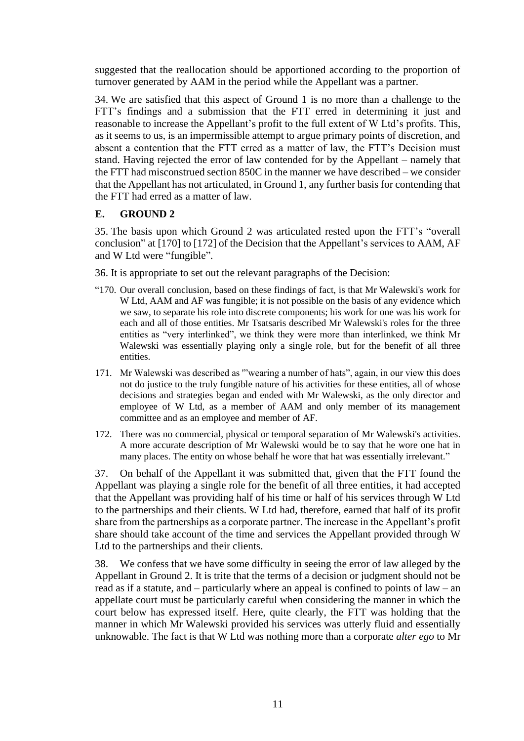suggested that the reallocation should be apportioned according to the proportion of turnover generated by AAM in the period while the Appellant was a partner.

34. We are satisfied that this aspect of Ground 1 is no more than a challenge to the FTT's findings and a submission that the FTT erred in determining it just and reasonable to increase the Appellant's profit to the full extent of W Ltd's profits. This, as it seems to us, is an impermissible attempt to argue primary points of discretion, and absent a contention that the FTT erred as a matter of law, the FTT's Decision must stand. Having rejected the error of law contended for by the Appellant – namely that the FTT had misconstrued section 850C in the manner we have described – we consider that the Appellant has not articulated, in Ground 1, any further basis for contending that the FTT had erred as a matter of law.

## E. GROUND 2

35. The basis upon which Ground 2 was articulated rested upon the FTT's "overall conclusion" at [170] to [172] of the Decision that the Appellant's services to AAM, AF and W Ltd were "fungible".

36. It is appropriate to set out the relevant paragraphs of the Decision:

> "170. Our overall conclusion, based on these findings of fact, is that Mr Walewski's work for W Ltd, AAM and AF was fungible; it is not possible on the basis of any evidence which we saw, to separate his role into discrete components; his work for one was his work for each and all of those entities. Mr Tsatsaris described Mr Walewski's roles for the three entities as "very interlinked", we think they were more than interlinked, we think Mr Walewski was essentially playing only a single role, but for the benefit of all three entities.
>
> 171. Mr Walewski was described as '"wearing a number of hats", again, in our view this does not do justice to the truly fungible nature of his activities for these entities, all of whose decisions and strategies began and ended with Mr Walewski, as the only director and employee of W Ltd, as a member of AAM and only member of its management committee and as an employee and member of AF.
>
> 172. There was no commercial, physical or temporal separation of Mr Walewski's activities. A more accurate description of Mr Walewski would be to say that he wore one hat in many places. The entity on whose behalf he wore that hat was essentially irrelevant."

37. On behalf of the Appellant it was submitted that, given that the FTT found the Appellant was playing a single role for the benefit of all three entities, it had accepted that the Appellant was providing half of his time or half of his services through W Ltd to the partnerships and their clients. W Ltd had, therefore, earned that half of its profit share from the partnerships as a corporate partner. The increase in the Appellant's profit share should take account of the time and services the Appellant provided through W Ltd to the partnerships and their clients.

38. We confess that we have some difficulty in seeing the error of law alleged by the Appellant in Ground 2. It is trite that the terms of a decision or judgment should not be read as if a statute, and – particularly where an appeal is confined to points of law – an appellate court must be particularly careful when considering the manner in which the court below has expressed itself. Here, quite clearly, the FTT was holding that the manner in which Mr Walewski provided his services was utterly fluid and essentially unknowable. The fact is that W Ltd was nothing more than a corporate *alter ego* to Mr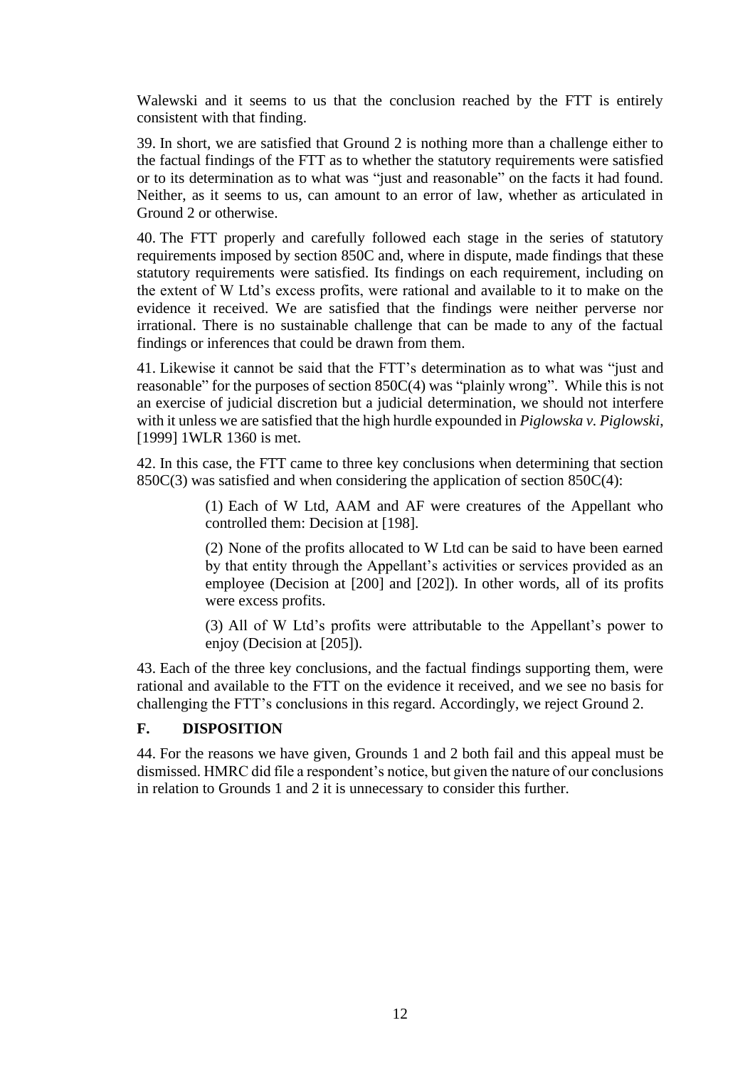Walewski and it seems to us that the conclusion reached by the FTT is entirely consistent with that finding.

39. In short, we are satisfied that Ground 2 is nothing more than a challenge either to the factual findings of the FTT as to whether the statutory requirements were satisfied or to its determination as to what was "just and reasonable" on the facts it had found. Neither, as it seems to us, can amount to an error of law, whether as articulated in Ground 2 or otherwise.

40. The FTT properly and carefully followed each stage in the series of statutory requirements imposed by section 850C and, where in dispute, made findings that these statutory requirements were satisfied. Its findings on each requirement, including on the extent of W Ltd's excess profits, were rational and available to it to make on the evidence it received. We are satisfied that the findings were neither perverse nor irrational. There is no sustainable challenge that can be made to any of the factual findings or inferences that could be drawn from them.

41. Likewise it cannot be said that the FTT's determination as to what was "just and reasonable" for the purposes of section 850C(4) was "plainly wrong". While this is not an exercise of judicial discretion but a judicial determination, we should not interfere with it unless we are satisfied that the high hurdle expounded in *Piglowska v. Piglowski*, [1999] 1WLR 1360 is met.

42. In this case, the FTT came to three key conclusions when determining that section 850C(3) was satisfied and when considering the application of section 850C(4):

> (1) Each of W Ltd, AAM and AF were creatures of the Appellant who controlled them: Decision at [198].
>
> (2) None of the profits allocated to W Ltd can be said to have been earned by that entity through the Appellant's activities or services provided as an employee (Decision at [200] and [202]). In other words, all of its profits were excess profits.
>
> (3) All of W Ltd's profits were attributable to the Appellant's power to enjoy (Decision at [205]).

43. Each of the three key conclusions, and the factual findings supporting them, were rational and available to the FTT on the evidence it received, and we see no basis for challenging the FTT's conclusions in this regard. Accordingly, we reject Ground 2.

## F. DISPOSITION

44. For the reasons we have given, Grounds 1 and 2 both fail and this appeal must be dismissed. HMRC did file a respondent's notice, but given the nature of our conclusions in relation to Grounds 1 and 2 it is unnecessary to consider this further.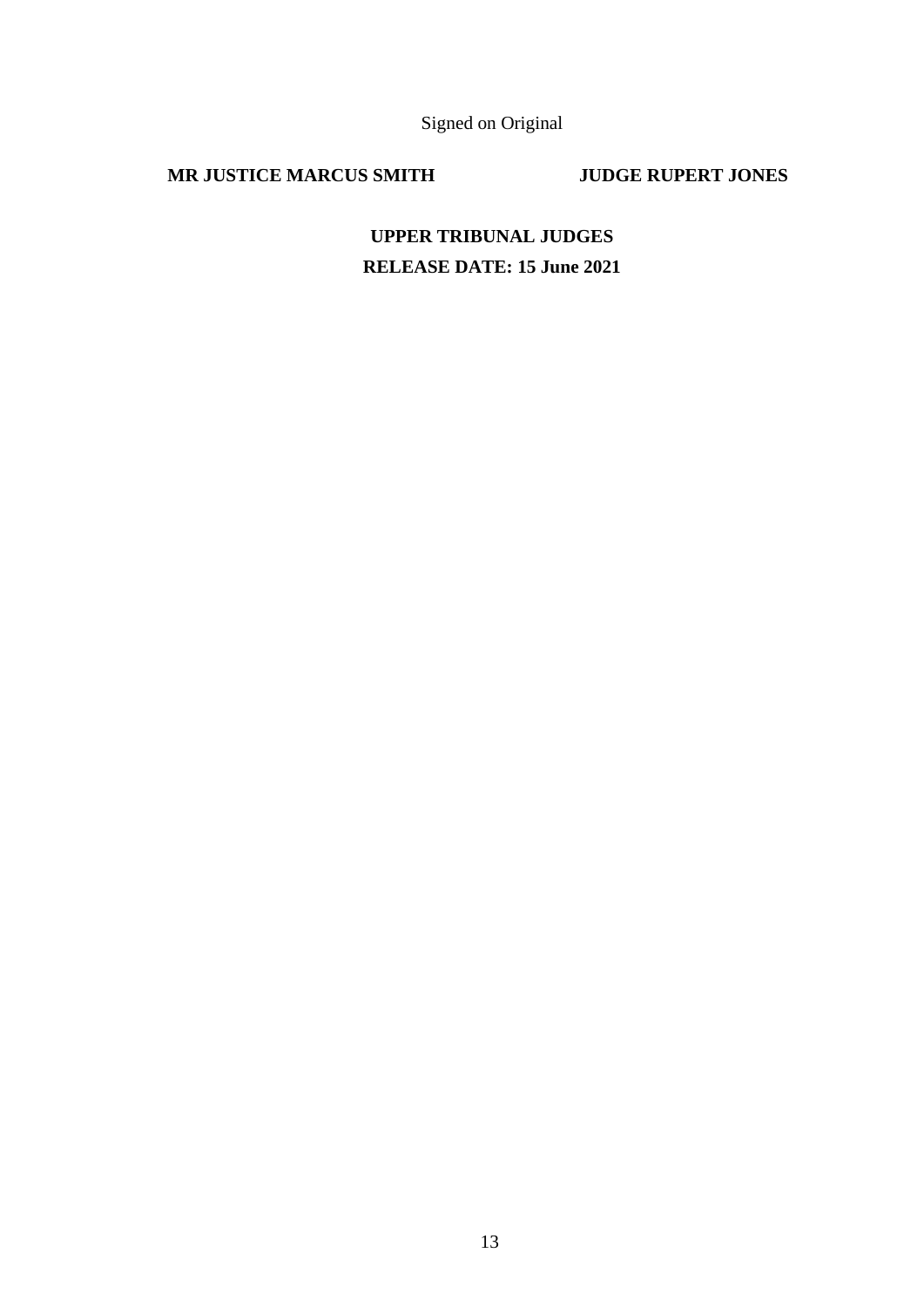Signed on Original

**MR JUSTICE MARCUS SMITH** **JUDGE RUPERT JONES**

**UPPER TRIBUNAL JUDGES**

**RELEASE DATE: 15 June 2021**